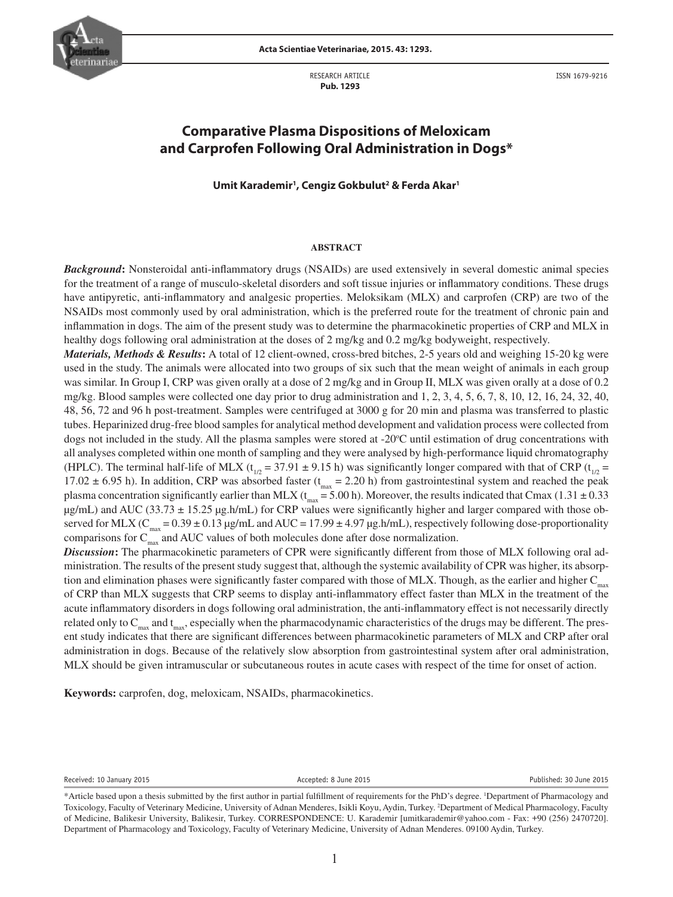RESEARCH ARTICLE
**Pub. 1293**

ISSN 1679-9216

# Comparative Plasma Dispositions of Meloxicam and Carprofen Following Oral Administration in Dogs*

**Umit Karademir[1], Cengiz Gokbulut[2] & Ferda Akar[1]**

## ABSTRACT

***Background*:** Nonsteroidal anti-inflammatory drugs (NSAIDs) are used extensively in several domestic animal species for the treatment of a range of musculo-skeletal disorders and soft tissue injuries or inflammatory conditions. These drugs have antipyretic, anti-inflammatory and analgesic properties. Meloksikam (MLX) and carprofen (CRP) are two of the NSAIDs most commonly used by oral administration, which is the preferred route for the treatment of chronic pain and inflammation in dogs. The aim of the present study was to determine the pharmacokinetic properties of CRP and MLX in healthy dogs following oral administration at the doses of 2 mg/kg and 0.2 mg/kg bodyweight, respectively.

***Materials, Methods & Results*:** A total of 12 client-owned, cross-bred bitches, 2-5 years old and weighing 15-20 kg were used in the study. The animals were allocated into two groups of six such that the mean weight of animals in each group was similar. In Group I, CRP was given orally at a dose of 2 mg/kg and in Group II, MLX was given orally at a dose of 0.2 mg/kg. Blood samples were collected one day prior to drug administration and 1, 2, 3, 4, 5, 6, 7, 8, 10, 12, 16, 24, 32, 40, 48, 56, 72 and 96 h post-treatment. Samples were centrifuged at 3000 g for 20 min and plasma was transferred to plastic tubes. Heparinized drug-free blood samples for analytical method development and validation process were collected from dogs not included in the study. All the plasma samples were stored at -20°C until estimation of drug concentrations with all analyses completed within one month of sampling and they were analysed by high-performance liquid chromatography (HPLC). The terminal half-life of MLX ($t_{1/2}$ = 37.91 ± 9.15 h) was significantly longer compared with that of CRP ($t_{1/2}$ = 17.02 ± 6.95 h). In addition, CRP was absorbed faster ($t_{max}$ = 2.20 h) from gastrointestinal system and reached the peak plasma concentration significantly earlier than MLX ($t_{max}$ = 5.00 h). Moreover, the results indicated that Cmax (1.31 ± 0.33 µg/mL) and AUC (33.73 ± 15.25 µg.h/mL) for CRP values were significantly higher and larger compared with those observed for MLX ($C_{max}$ = 0.39 ± 0.13 µg/mL and AUC = 17.99 ± 4.97 µg.h/mL), respectively following dose-proportionality comparisons for $C_{max}$ and AUC values of both molecules done after dose normalization.

***Discussion*:** The pharmacokinetic parameters of CPR were significantly different from those of MLX following oral administration. The results of the present study suggest that, although the systemic availability of CPR was higher, its absorption and elimination phases were significantly faster compared with those of MLX. Though, as the earlier and higher $C_{max}$ of CRP than MLX suggests that CRP seems to display anti-inflammatory effect faster than MLX in the treatment of the acute inflammatory disorders in dogs following oral administration, the anti-inflammatory effect is not necessarily directly related only to $C_{max}$ and $t_{max}$, especially when the pharmacodynamic characteristics of the drugs may be different. The present study indicates that there are significant differences between pharmacokinetic parameters of MLX and CRP after oral administration in dogs. Because of the relatively slow absorption from gastrointestinal system after oral administration, MLX should be given intramuscular or subcutaneous routes in acute cases with respect of the time for onset of action.

**Keywords:** carprofen, dog, meloxicam, NSAIDs, pharmacokinetics.

Received: 10 January 2015 | Accepted: 8 June 2015 | Published: 30 June 2015

*Article based upon a thesis submitted by the first author in partial fulfillment of requirements for the PhD's degree. [1]Department of Pharmacology and Toxicology, Faculty of Veterinary Medicine, University of Adnan Menderes, Isikli Koyu, Aydin, Turkey. [2]Department of Medical Pharmacology, Faculty of Medicine, Balikesir University, Balikesir, Turkey. CORRESPONDENCE: U. Karademir [umitkarademir@yahoo.com - Fax: +90 (256) 2470720]. Department of Pharmacology and Toxicology, Faculty of Veterinary Medicine, University of Adnan Menderes. 09100 Aydin, Turkey.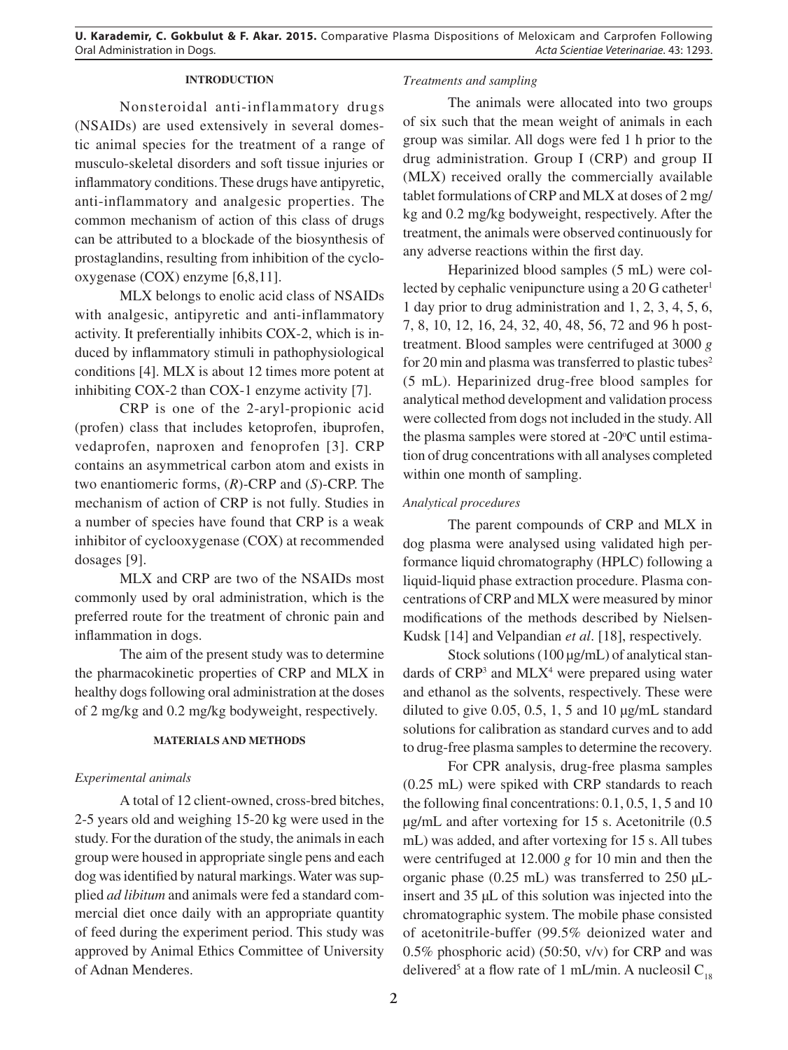## INTRODUCTION

Nonsteroidal anti-inflammatory drugs (NSAIDs) are used extensively in several domestic animal species for the treatment of a range of musculo-skeletal disorders and soft tissue injuries or inflammatory conditions. These drugs have antipyretic, anti-inflammatory and analgesic properties. The common mechanism of action of this class of drugs can be attributed to a blockade of the biosynthesis of prostaglandins, resulting from inhibition of the cyclooxygenase (COX) enzyme [6,8,11].

MLX belongs to enolic acid class of NSAIDs with analgesic, antipyretic and anti-inflammatory activity. It preferentially inhibits COX-2, which is induced by inflammatory stimuli in pathophysiological conditions [4]. MLX is about 12 times more potent at inhibiting COX-2 than COX-1 enzyme activity [7].

CRP is one of the 2-aryl-propionic acid (profen) class that includes ketoprofen, ibuprofen, vedaprofen, naproxen and fenoprofen [3]. CRP contains an asymmetrical carbon atom and exists in two enantiomeric forms, (*R*)-CRP and (*S*)-CRP. The mechanism of action of CRP is not fully. Studies in a number of species have found that CRP is a weak inhibitor of cyclooxygenase (COX) at recommended dosages [9].

MLX and CRP are two of the NSAIDs most commonly used by oral administration, which is the preferred route for the treatment of chronic pain and inflammation in dogs.

The aim of the present study was to determine the pharmacokinetic properties of CRP and MLX in healthy dogs following oral administration at the doses of 2 mg/kg and 0.2 mg/kg bodyweight, respectively.

## MATERIALS AND METHODS

### *Experimental animals*

A total of 12 client-owned, cross-bred bitches, 2-5 years old and weighing 15-20 kg were used in the study. For the duration of the study, the animals in each group were housed in appropriate single pens and each dog was identified by natural markings. Water was supplied *ad libitum* and animals were fed a standard commercial diet once daily with an appropriate quantity of feed during the experiment period. This study was approved by Animal Ethics Committee of University of Adnan Menderes.

### *Treatments and sampling*

The animals were allocated into two groups of six such that the mean weight of animals in each group was similar. All dogs were fed 1 h prior to the drug administration. Group I (CRP) and group II (MLX) received orally the commercially available tablet formulations of CRP and MLX at doses of 2 mg/kg and 0.2 mg/kg bodyweight, respectively. After the treatment, the animals were observed continuously for any adverse reactions within the first day.

Heparinized blood samples (5 mL) were collected by cephalic venipuncture using a 20 G catheter[1] 1 day prior to drug administration and 1, 2, 3, 4, 5, 6, 7, 8, 10, 12, 16, 24, 32, 40, 48, 56, 72 and 96 h post-treatment. Blood samples were centrifuged at 3000 *g* for 20 min and plasma was transferred to plastic tubes[2] (5 mL). Heparinized drug-free blood samples for analytical method development and validation process were collected from dogs not included in the study. All the plasma samples were stored at -20°C until estimation of drug concentrations with all analyses completed within one month of sampling.

### *Analytical procedures*

The parent compounds of CRP and MLX in dog plasma were analysed using validated high performance liquid chromatography (HPLC) following a liquid-liquid phase extraction procedure. Plasma concentrations of CRP and MLX were measured by minor modifications of the methods described by Nielsen-Kudsk [14] and Velpandian *et al*. [18], respectively.

Stock solutions (100 µg/mL) of analytical standards of CRP[3] and MLX[4] were prepared using water and ethanol as the solvents, respectively. These were diluted to give 0.05, 0.5, 1, 5 and 10 µg/mL standard solutions for calibration as standard curves and to add to drug-free plasma samples to determine the recovery.

For CPR analysis, drug-free plasma samples (0.25 mL) were spiked with CRP standards to reach the following final concentrations: 0.1, 0.5, 1, 5 and 10 µg/mL and after vortexing for 15 s. Acetonitrile (0.5 mL) was added, and after vortexing for 15 s. All tubes were centrifuged at 12.000 *g* for 10 min and then the organic phase (0.25 mL) was transferred to 250 µL-insert and 35 µL of this solution was injected into the chromatographic system. The mobile phase consisted of acetonitrile-buffer (99.5% deionized water and 0.5% phosphoric acid) (50:50, v/v) for CRP and was delivered[5] at a flow rate of 1 mL/min. A nucleosil $C_{18}$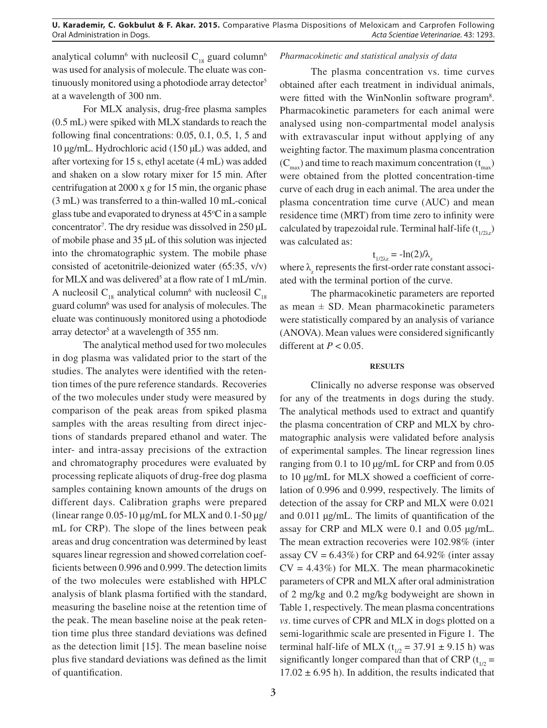analytical column[6] with nucleosil $C_{18}$ guard column[6] was used for analysis of molecule. The eluate was continuously monitored using a photodiode array detector[5] at a wavelength of 300 nm.

For MLX analysis, drug-free plasma samples (0.5 mL) were spiked with MLX standards to reach the following final concentrations: 0.05, 0.1, 0.5, 1, 5 and 10 µg/mL. Hydrochloric acid (150 µL) was added, and after vortexing for 15 s, ethyl acetate (4 mL) was added and shaken on a slow rotary mixer for 15 min. After centrifugation at 2000 x *g* for 15 min, the organic phase (3 mL) was transferred to a thin-walled 10 mL-conical glass tube and evaporated to dryness at 45°C in a sample concentrator[7]. The dry residue was dissolved in 250 µL of mobile phase and 35 µL of this solution was injected into the chromatographic system. The mobile phase consisted of acetonitrile-deionized water (65:35, v/v) for MLX and was delivered[5] at a flow rate of 1 mL/min. A nucleosil $C_{18}$ analytical column[6] with nucleosil $C_{18}$ guard column[6] was used for analysis of molecules. The eluate was continuously monitored using a photodiode array detector[5] at a wavelength of 355 nm.

The analytical method used for two molecules in dog plasma was validated prior to the start of the studies. The analytes were identified with the retention times of the pure reference standards. Recoveries of the two molecules under study were measured by comparison of the peak areas from spiked plasma samples with the areas resulting from direct injections of standards prepared ethanol and water. The inter- and intra-assay precisions of the extraction and chromatography procedures were evaluated by processing replicate aliquots of drug-free dog plasma samples containing known amounts of the drugs on different days. Calibration graphs were prepared (linear range 0.05-10 µg/mL for MLX and 0.1-50 µg/mL for CRP). The slope of the lines between peak areas and drug concentration was determined by least squares linear regression and showed correlation coefficients between 0.996 and 0.999. The detection limits of the two molecules were established with HPLC analysis of blank plasma fortified with the standard, measuring the baseline noise at the retention time of the peak. The mean baseline noise at the peak retention time plus three standard deviations was defined as the detection limit [15]. The mean baseline noise plus five standard deviations was defined as the limit of quantification.

*Pharmacokinetic and statistical analysis of data*

The plasma concentration vs. time curves obtained after each treatment in individual animals, were fitted with the WinNonlin software program[8]. Pharmacokinetic parameters for each animal were analysed using non-compartmental model analysis with extravascular input without applying of any weighting factor. The maximum plasma concentration ($C_{max}$) and time to reach maximum concentration ($t_{max}$) were obtained from the plotted concentration-time curve of each drug in each animal. The area under the plasma concentration time curve (AUC) and mean residence time (MRT) from time zero to infinity were calculated by trapezoidal rule. Terminal half-life ($t_{1/2\lambda z}$) was calculated as:

$$t_{1/2\lambda z} = -\ln(2)/\lambda_z$$

where $\lambda_z$ represents the first-order rate constant associated with the terminal portion of the curve.

The pharmacokinetic parameters are reported as mean ± SD. Mean pharmacokinetic parameters were statistically compared by an analysis of variance (ANOVA). Mean values were considered significantly different at $P < 0.05$.

## RESULTS

Clinically no adverse response was observed for any of the treatments in dogs during the study. The analytical methods used to extract and quantify the plasma concentration of CRP and MLX by chromatographic analysis were validated before analysis of experimental samples. The linear regression lines ranging from 0.1 to 10 µg/mL for CRP and from 0.05 to 10 µg/mL for MLX showed a coefficient of correlation of 0.996 and 0.999, respectively. The limits of detection of the assay for CRP and MLX were 0.021 and 0.011 µg/mL. The limits of quantification of the assay for CRP and MLX were 0.1 and 0.05 µg/mL. The mean extraction recoveries were 102.98% (inter assay CV = 6.43%) for CRP and 64.92% (inter assay CV = 4.43%) for MLX. The mean pharmacokinetic parameters of CPR and MLX after oral administration of 2 mg/kg and 0.2 mg/kg bodyweight are shown in Table 1, respectively. The mean plasma concentrations *vs*. time curves of CPR and MLX in dogs plotted on a semi-logarithmic scale are presented in Figure 1. The terminal half-life of MLX ($t_{1/2}$ = 37.91 ± 9.15 h) was significantly longer compared than that of CRP ($t_{1/2}$ = 17.02 ± 6.95 h). In addition, the results indicated that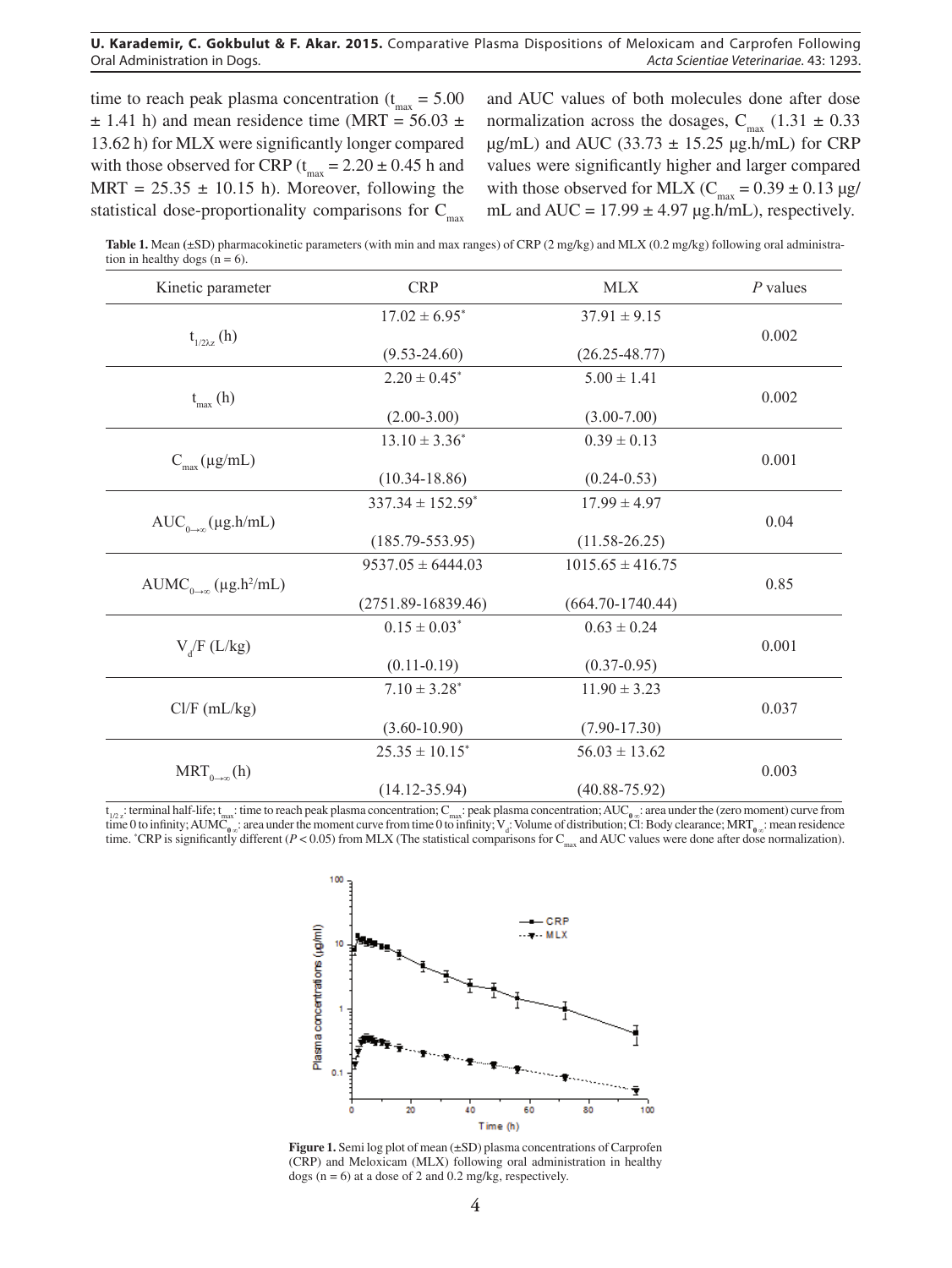time to reach peak plasma concentration ($t_{max}$ = 5.00 ± 1.41 h) and mean residence time (MRT = 56.03 ± 13.62 h) for MLX were significantly longer compared with those observed for CRP ($t_{max}$ = 2.20 ± 0.45 h and MRT = 25.35 ± 10.15 h). Moreover, following the statistical dose-proportionality comparisons for $C_{max}$ and AUC values of both molecules done after dose normalization across the dosages, $C_{max}$ (1.31 ± 0.33 µg/mL) and AUC (33.73 ± 15.25 µg.h/mL) for CRP values were significantly higher and larger compared with those observed for MLX ($C_{max}$ = 0.39 ± 0.13 µg/mL and AUC = 17.99 ± 4.97 µg.h/mL), respectively.

**Table 1.** Mean (±SD) pharmacokinetic parameters (with min and max ranges) of CRP (2 mg/kg) and MLX (0.2 mg/kg) following oral administration in healthy dogs (n = 6).

| Kinetic parameter | CRP | MLX | *P* values |
|---|---|---|---|
| $t_{1/2\lambda z}$ (h) | 17.02 ± 6.95* (9.53-24.60) | 37.91 ± 9.15 (26.25-48.77) | 0.002 |
| $t_{max}$ (h) | 2.20 ± 0.45* (2.00-3.00) | 5.00 ± 1.41 (3.00-7.00) | 0.002 |
| $C_{max}$ (µg/mL) | 13.10 ± 3.36* (10.34-18.86) | 0.39 ± 0.13 (0.24-0.53) | 0.001 |
| $AUC_{0\rightarrow\infty}$ (µg.h/mL) | 337.34 ± 152.59* (185.79-553.95) | 17.99 ± 4.97 (11.58-26.25) | 0.04 |
| $AUMC_{0\rightarrow\infty}$ (µg.h$^2$/mL) | 9537.05 ± 6444.03 (2751.89-16839.46) | 1015.65 ± 416.75 (664.70-1740.44) | 0.85 |
| $V_d/F$ (L/kg) | 0.15 ± 0.03* (0.11-0.19) | 0.63 ± 0.24 (0.37-0.95) | 0.001 |
| Cl/F (mL/kg) | 7.10 ± 3.28* (3.60-10.90) | 11.90 ± 3.23 (7.90-17.30) | 0.037 |
| $MRT_{0\rightarrow\infty}$ (h) | 25.35 ± 10.15* (14.12-35.94) | 56.03 ± 13.62 (40.88-75.92) | 0.003 |

$t_{1/2\lambda z}$: terminal half-life; $t_{max}$: time to reach peak plasma concentration; $C_{max}$: peak plasma concentration; $AUC_{0\infty}$: area under the (zero moment) curve from time 0 to infinity; $AUMC_{0\infty}$: area under the moment curve from time 0 to infinity; $V_d$: Volume of distribution; Cl: Body clearance; $MRT_{0\infty}$: mean residence time. *CRP is significantly different ($P < 0.05$) from MLX (The statistical comparisons for $C_{max}$ and AUC values were done after dose normalization).

**Figure 1.** Semi log plot of mean (±SD) plasma concentrations of Carprofen (CRP) and Meloxicam (MLX) following oral administration in healthy dogs (n = 6) at a dose of 2 and 0.2 mg/kg, respectively.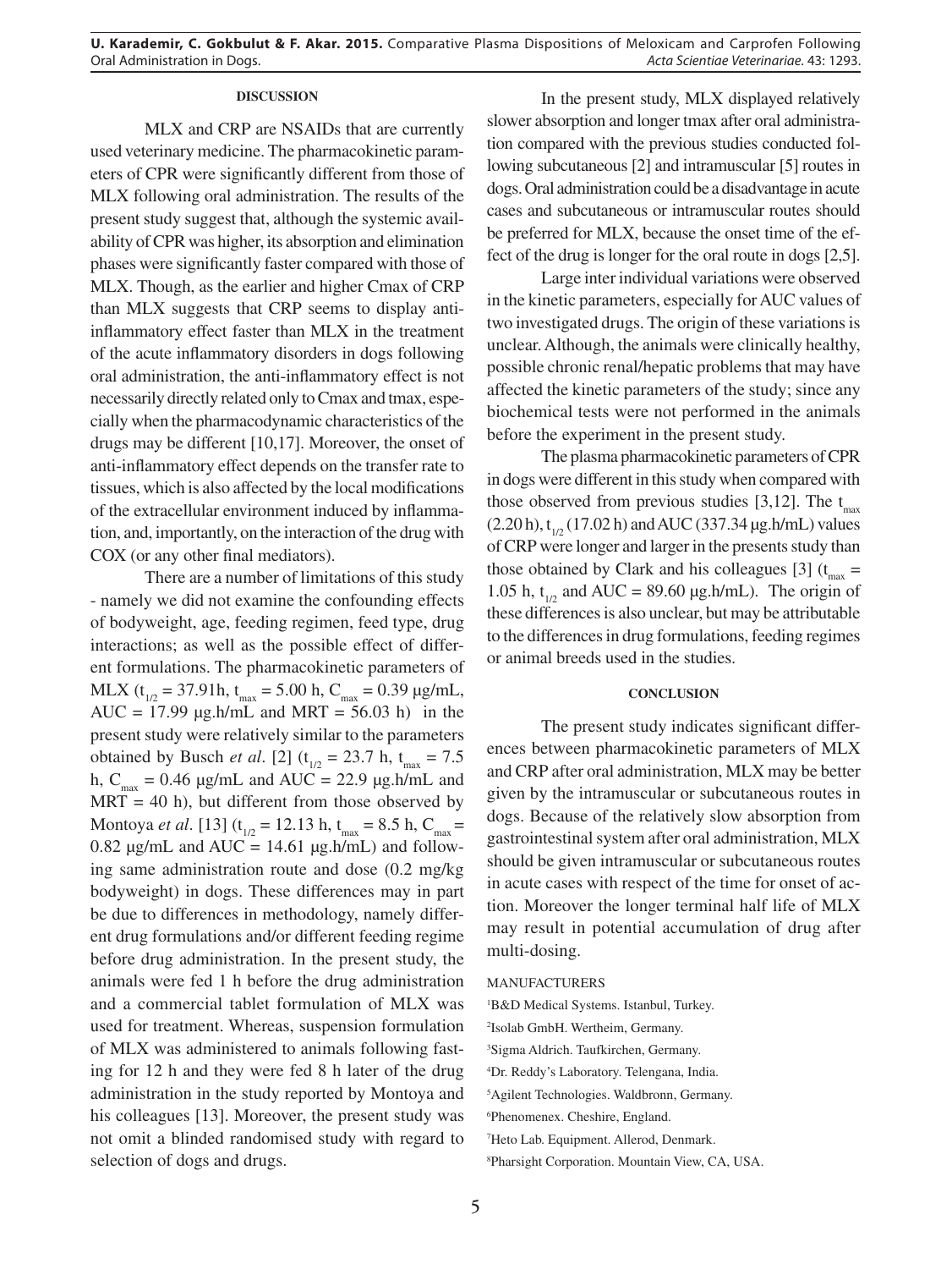## DISCUSSION

MLX and CRP are NSAIDs that are currently used veterinary medicine. The pharmacokinetic parameters of CPR were significantly different from those of MLX following oral administration. The results of the present study suggest that, although the systemic availability of CPR was higher, its absorption and elimination phases were significantly faster compared with those of MLX. Though, as the earlier and higher Cmax of CRP than MLX suggests that CRP seems to display anti-inflammatory effect faster than MLX in the treatment of the acute inflammatory disorders in dogs following oral administration, the anti-inflammatory effect is not necessarily directly related only to Cmax and tmax, especially when the pharmacodynamic characteristics of the drugs may be different [10,17]. Moreover, the onset of anti-inflammatory effect depends on the transfer rate to tissues, which is also affected by the local modifications of the extracellular environment induced by inflammation, and, importantly, on the interaction of the drug with COX (or any other final mediators).

There are a number of limitations of this study - namely we did not examine the confounding effects of bodyweight, age, feeding regimen, feed type, drug interactions; as well as the possible effect of different formulations. The pharmacokinetic parameters of MLX ($t_{1/2}$ = 37.91h, $t_{max}$ = 5.00 h, $C_{max}$ = 0.39 µg/mL, AUC = 17.99 µg.h/mL and MRT = 56.03 h) in the present study were relatively similar to the parameters obtained by Busch *et al*. [2] ($t_{1/2}$ = 23.7 h, $t_{max}$ = 7.5 h, $C_{max}$ = 0.46 µg/mL and AUC = 22.9 µg.h/mL and MRT = 40 h), but different from those observed by Montoya *et al*. [13] ($t_{1/2}$ = 12.13 h, $t_{max}$ = 8.5 h, $C_{max}$ = 0.82 µg/mL and AUC = 14.61 µg.h/mL) and following same administration route and dose (0.2 mg/kg bodyweight) in dogs. These differences may in part be due to differences in methodology, namely different drug formulations and/or different feeding regime before drug administration. In the present study, the animals were fed 1 h before the drug administration and a commercial tablet formulation of MLX was used for treatment. Whereas, suspension formulation of MLX was administered to animals following fasting for 12 h and they were fed 8 h later of the drug administration in the study reported by Montoya and his colleagues [13]. Moreover, the present study was not omit a blinded randomised study with regard to selection of dogs and drugs.

In the present study, MLX displayed relatively slower absorption and longer tmax after oral administration compared with the previous studies conducted following subcutaneous [2] and intramuscular [5] routes in dogs. Oral administration could be a disadvantage in acute cases and subcutaneous or intramuscular routes should be preferred for MLX, because the onset time of the effect of the drug is longer for the oral route in dogs [2,5].

Large inter individual variations were observed in the kinetic parameters, especially for AUC values of two investigated drugs. The origin of these variations is unclear. Although, the animals were clinically healthy, possible chronic renal/hepatic problems that may have affected the kinetic parameters of the study; since any biochemical tests were not performed in the animals before the experiment in the present study.

The plasma pharmacokinetic parameters of CPR in dogs were different in this study when compared with those observed from previous studies [3,12]. The $t_{max}$ (2.20 h), $t_{1/2}$ (17.02 h) and AUC (337.34 µg.h/mL) values of CRP were longer and larger in the presents study than those obtained by Clark and his colleagues [3] ($t_{max}$ = 1.05 h, $t_{1/2}$ and AUC = 89.60 µg.h/mL). The origin of these differences is also unclear, but may be attributable to the differences in drug formulations, feeding regimes or animal breeds used in the studies.

## CONCLUSION

The present study indicates significant differences between pharmacokinetic parameters of MLX and CRP after oral administration, MLX may be better given by the intramuscular or subcutaneous routes in dogs. Because of the relatively slow absorption from gastrointestinal system after oral administration, MLX should be given intramuscular or subcutaneous routes in acute cases with respect of the time for onset of action. Moreover the longer terminal half life of MLX may result in potential accumulation of drug after multi-dosing.

MANUFACTURERS

[1]B&D Medical Systems. Istanbul, Turkey.
[2]Isolab GmbH. Wertheim, Germany.
[3]Sigma Aldrich. Taufkirchen, Germany.
[4]Dr. Reddy's Laboratory. Telengana, India.
[5]Agilent Technologies. Waldbronn, Germany.
[6]Phenomenex. Cheshire, England.
[7]Heto Lab. Equipment. Allerod, Denmark.
[8]Pharsight Corporation. Mountain View, CA, USA.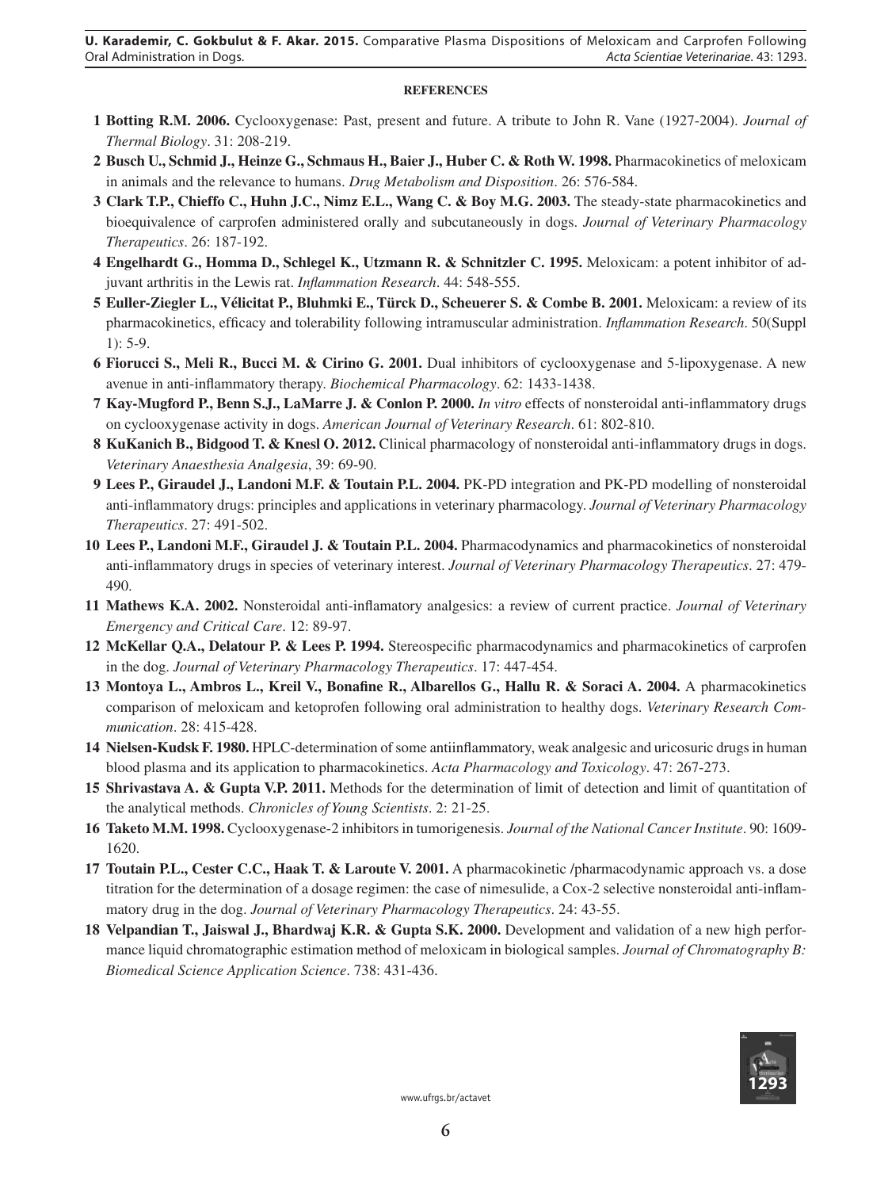**REFERENCES**

1 **Botting R.M. 2006.** Cyclooxygenase: Past, present and future. A tribute to John R. Vane (1927-2004). *Journal of Thermal Biology*. 31: 208-219.

2 **Busch U., Schmid J., Heinze G., Schmaus H., Baier J., Huber C. & Roth W. 1998.** Pharmacokinetics of meloxicam in animals and the relevance to humans. *Drug Metabolism and Disposition*. 26: 576-584.

3 **Clark T.P., Chieffo C., Huhn J.C., Nimz E.L., Wang C. & Boy M.G. 2003.** The steady-state pharmacokinetics and bioequivalence of carprofen administered orally and subcutaneously in dogs. *Journal of Veterinary Pharmacology Therapeutics*. 26: 187-192.

4 **Engelhardt G., Homma D., Schlegel K., Utzmann R. & Schnitzler C. 1995.** Meloxicam: a potent inhibitor of adjuvant arthritis in the Lewis rat. *Inflammation Research*. 44: 548-555.

5 **Euller-Ziegler L., Vélicitat P., Bluhmki E., Türck D., Scheuerer S. & Combe B. 2001.** Meloxicam: a review of its pharmacokinetics, efficacy and tolerability following intramuscular administration. *Inflammation Research*. 50(Suppl 1): 5-9.

6 **Fiorucci S., Meli R., Bucci M. & Cirino G. 2001.** Dual inhibitors of cyclooxygenase and 5-lipoxygenase. A new avenue in anti-inflammatory therapy. *Biochemical Pharmacology*. 62: 1433-1438.

7 **Kay-Mugford P., Benn S.J., LaMarre J. & Conlon P. 2000.** *In vitro* effects of nonsteroidal anti-inflammatory drugs on cyclooxygenase activity in dogs. *American Journal of Veterinary Research*. 61: 802-810.

8 **KuKanich B., Bidgood T. & Knesl O. 2012.** Clinical pharmacology of nonsteroidal anti-inflammatory drugs in dogs. *Veterinary Anaesthesia Analgesia*, 39: 69-90.

9 **Lees P., Giraudel J., Landoni M.F. & Toutain P.L. 2004.** PK-PD integration and PK-PD modelling of nonsteroidal anti-inflammatory drugs: principles and applications in veterinary pharmacology. *Journal of Veterinary Pharmacology Therapeutics*. 27: 491-502.

10 **Lees P., Landoni M.F., Giraudel J. & Toutain P.L. 2004.** Pharmacodynamics and pharmacokinetics of nonsteroidal anti-inflammatory drugs in species of veterinary interest. *Journal of Veterinary Pharmacology Therapeutics*. 27: 479-490.

11 **Mathews K.A. 2002.** Nonsteroidal anti-inflamatory analgesics: a review of current practice. *Journal of Veterinary Emergency and Critical Care*. 12: 89-97.

12 **McKellar Q.A., Delatour P. & Lees P. 1994.** Stereospecific pharmacodynamics and pharmacokinetics of carprofen in the dog. *Journal of Veterinary Pharmacology Therapeutics*. 17: 447-454.

13 **Montoya L., Ambros L., Kreil V., Bonafine R., Albarellos G., Hallu R. & Soraci A. 2004.** A pharmacokinetics comparison of meloxicam and ketoprofen following oral administration to healthy dogs. *Veterinary Research Communication*. 28: 415-428.

14 **Nielsen-Kudsk F. 1980.** HPLC-determination of some antiinflammatory, weak analgesic and uricosuric drugs in human blood plasma and its application to pharmacokinetics. *Acta Pharmacology and Toxicology*. 47: 267-273.

15 **Shrivastava A. & Gupta V.P. 2011.** Methods for the determination of limit of detection and limit of quantitation of the analytical methods. *Chronicles of Young Scientists*. 2: 21-25.

16 **Taketo M.M. 1998.** Cyclooxygenase-2 inhibitors in tumorigenesis. *Journal of the National Cancer Institute*. 90: 1609-1620.

17 **Toutain P.L., Cester C.C., Haak T. & Laroute V. 2001.** A pharmacokinetic /pharmacodynamic approach vs. a dose titration for the determination of a dosage regimen: the case of nimesulide, a Cox-2 selective nonsteroidal anti-inflammatory drug in the dog. *Journal of Veterinary Pharmacology Therapeutics*. 24: 43-55.

18 **Velpandian T., Jaiswal J., Bhardwaj K.R. & Gupta S.K. 2000.** Development and validation of a new high performance liquid chromatographic estimation method of meloxicam in biological samples. *Journal of Chromatography B: Biomedical Science Application Science*. 738: 431-436.